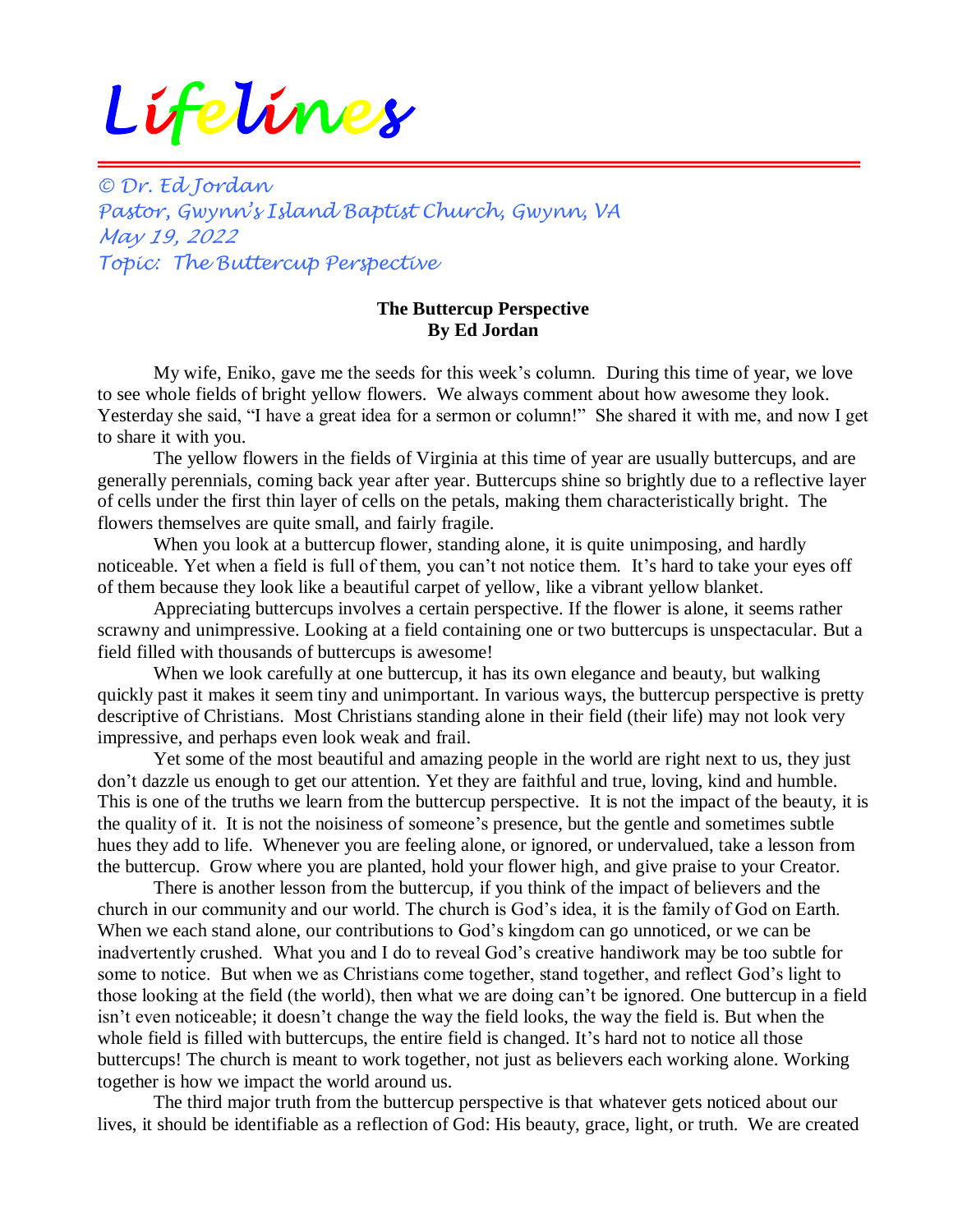# Lifelines

*© Dr. Ed Jordan*
*Pastor, Gwynn's Island Baptist Church, Gwynn, VA*
*May 19, 2022*
*Topic: The Buttercup Perspective*

**The Buttercup Perspective**
**By Ed Jordan**

My wife, Eniko, gave me the seeds for this week's column. During this time of year, we love to see whole fields of bright yellow flowers. We always comment about how awesome they look. Yesterday she said, "I have a great idea for a sermon or column!" She shared it with me, and now I get to share it with you.

The yellow flowers in the fields of Virginia at this time of year are usually buttercups, and are generally perennials, coming back year after year. Buttercups shine so brightly due to a reflective layer of cells under the first thin layer of cells on the petals, making them characteristically bright. The flowers themselves are quite small, and fairly fragile.

When you look at a buttercup flower, standing alone, it is quite unimposing, and hardly noticeable. Yet when a field is full of them, you can't not notice them. It's hard to take your eyes off of them because they look like a beautiful carpet of yellow, like a vibrant yellow blanket.

Appreciating buttercups involves a certain perspective. If the flower is alone, it seems rather scrawny and unimpressive. Looking at a field containing one or two buttercups is unspectacular. But a field filled with thousands of buttercups is awesome!

When we look carefully at one buttercup, it has its own elegance and beauty, but walking quickly past it makes it seem tiny and unimportant. In various ways, the buttercup perspective is pretty descriptive of Christians. Most Christians standing alone in their field (their life) may not look very impressive, and perhaps even look weak and frail.

Yet some of the most beautiful and amazing people in the world are right next to us, they just don't dazzle us enough to get our attention. Yet they are faithful and true, loving, kind and humble. This is one of the truths we learn from the buttercup perspective. It is not the impact of the beauty, it is the quality of it. It is not the noisiness of someone's presence, but the gentle and sometimes subtle hues they add to life. Whenever you are feeling alone, or ignored, or undervalued, take a lesson from the buttercup. Grow where you are planted, hold your flower high, and give praise to your Creator.

There is another lesson from the buttercup, if you think of the impact of believers and the church in our community and our world. The church is God's idea, it is the family of God on Earth. When we each stand alone, our contributions to God's kingdom can go unnoticed, or we can be inadvertently crushed. What you and I do to reveal God's creative handiwork may be too subtle for some to notice. But when we as Christians come together, stand together, and reflect God's light to those looking at the field (the world), then what we are doing can't be ignored. One buttercup in a field isn't even noticeable; it doesn't change the way the field looks, the way the field is. But when the whole field is filled with buttercups, the entire field is changed. It's hard not to notice all those buttercups! The church is meant to work together, not just as believers each working alone. Working together is how we impact the world around us.

The third major truth from the buttercup perspective is that whatever gets noticed about our lives, it should be identifiable as a reflection of God: His beauty, grace, light, or truth. We are created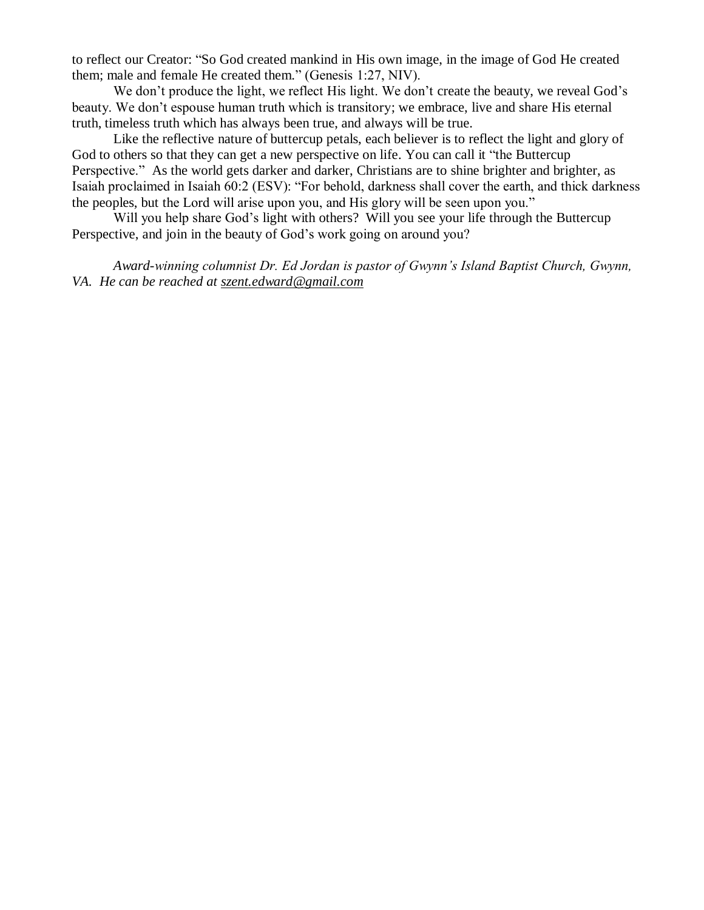to reflect our Creator: "So God created mankind in His own image, in the image of God He created them; male and female He created them." (Genesis 1:27, NIV).

We don't produce the light, we reflect His light. We don't create the beauty, we reveal God's beauty. We don't espouse human truth which is transitory; we embrace, live and share His eternal truth, timeless truth which has always been true, and always will be true.

Like the reflective nature of buttercup petals, each believer is to reflect the light and glory of God to others so that they can get a new perspective on life. You can call it "the Buttercup Perspective." As the world gets darker and darker, Christians are to shine brighter and brighter, as Isaiah proclaimed in Isaiah 60:2 (ESV): "For behold, darkness shall cover the earth, and thick darkness the peoples, but the Lord will arise upon you, and His glory will be seen upon you."

Will you help share God's light with others? Will you see your life through the Buttercup Perspective, and join in the beauty of God's work going on around you?

*Award-winning columnist Dr. Ed Jordan is pastor of Gwynn's Island Baptist Church, Gwynn, VA. He can be reached at szent.edward@gmail.com*